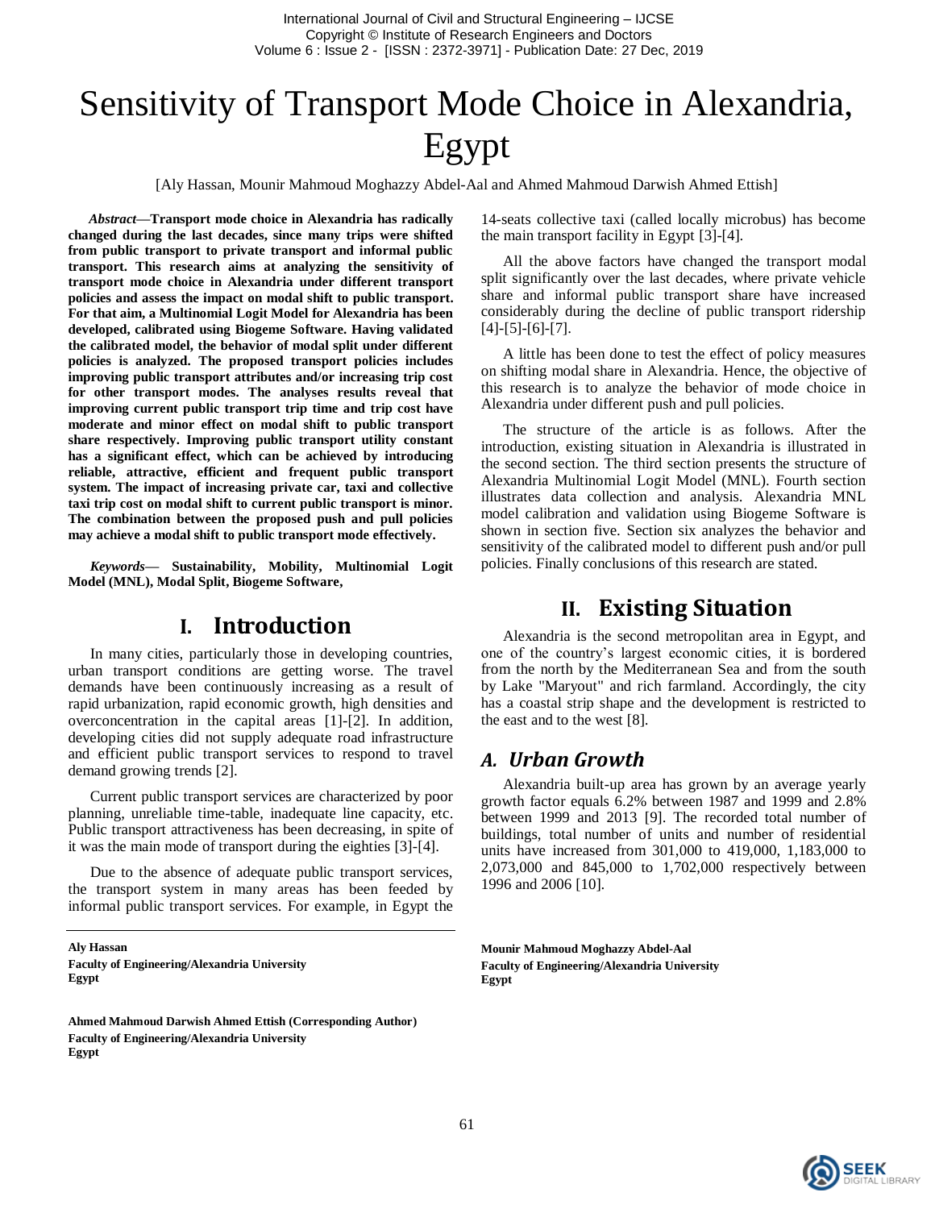# Sensitivity of Transport Mode Choice in Alexandria, Egypt

[Aly Hassan, Mounir Mahmoud Moghazzy Abdel-Aal and Ahmed Mahmoud Darwish Ahmed Ettish]

***Abstract*—Transport mode choice in Alexandria has radically changed during the last decades, since many trips were shifted from public transport to private transport and informal public transport. This research aims at analyzing the sensitivity of transport mode choice in Alexandria under different transport policies and assess the impact on modal shift to public transport. For that aim, a Multinomial Logit Model for Alexandria has been developed, calibrated using Biogeme Software. Having validated the calibrated model, the behavior of modal split under different policies is analyzed. The proposed transport policies includes improving public transport attributes and/or increasing trip cost for other transport modes. The analyses results reveal that improving current public transport trip time and trip cost have moderate and minor effect on modal shift to public transport share respectively. Improving public transport utility constant has a significant effect, which can be achieved by introducing reliable, attractive, efficient and frequent public transport system. The impact of increasing private car, taxi and collective taxi trip cost on modal shift to current public transport is minor. The combination between the proposed push and pull policies may achieve a modal shift to public transport mode effectively.**

***Keywords*— Sustainability, Mobility, Multinomial Logit Model (MNL), Modal Split, Biogeme Software,**

## I. Introduction

In many cities, particularly those in developing countries, urban transport conditions are getting worse. The travel demands have been continuously increasing as a result of rapid urbanization, rapid economic growth, high densities and overconcentration in the capital areas [1]-[2]. In addition, developing cities did not supply adequate road infrastructure and efficient public transport services to respond to travel demand growing trends [2].

Current public transport services are characterized by poor planning, unreliable time-table, inadequate line capacity, etc. Public transport attractiveness has been decreasing, in spite of it was the main mode of transport during the eighties [3]-[4].

Due to the absence of adequate public transport services, the transport system in many areas has been feeded by informal public transport services. For example, in Egypt the 14-seats collective taxi (called locally microbus) has become the main transport facility in Egypt [3]-[4].

All the above factors have changed the transport modal split significantly over the last decades, where private vehicle share and informal public transport share have increased considerably during the decline of public transport ridership [4]-[5]-[6]-[7].

A little has been done to test the effect of policy measures on shifting modal share in Alexandria. Hence, the objective of this research is to analyze the behavior of mode choice in Alexandria under different push and pull policies.

The structure of the article is as follows. After the introduction, existing situation in Alexandria is illustrated in the second section. The third section presents the structure of Alexandria Multinomial Logit Model (MNL). Fourth section illustrates data collection and analysis. Alexandria MNL model calibration and validation using Biogeme Software is shown in section five. Section six analyzes the behavior and sensitivity of the calibrated model to different push and/or pull policies. Finally conclusions of this research are stated.

## II. Existing Situation

Alexandria is the second metropolitan area in Egypt, and one of the country's largest economic cities, it is bordered from the north by the Mediterranean Sea and from the south by Lake "Maryout" and rich farmland. Accordingly, the city has a coastal strip shape and the development is restricted to the east and to the west [8].

### *A. Urban Growth*

Alexandria built-up area has grown by an average yearly growth factor equals 6.2% between 1987 and 1999 and 2.8% between 1999 and 2013 [9]. The recorded total number of buildings, total number of units and number of residential units have increased from 301,000 to 419,000, 1,183,000 to 2,073,000 and 845,000 to 1,702,000 respectively between 1996 and 2006 [10].

**Aly Hassan**
**Faculty of Engineering/Alexandria University**
**Egypt**

**Mounir Mahmoud Moghazzy Abdel-Aal**
**Faculty of Engineering/Alexandria University**
**Egypt**

**Ahmed Mahmoud Darwish Ahmed Ettish (Corresponding Author)**
**Faculty of Engineering/Alexandria University**
**Egypt**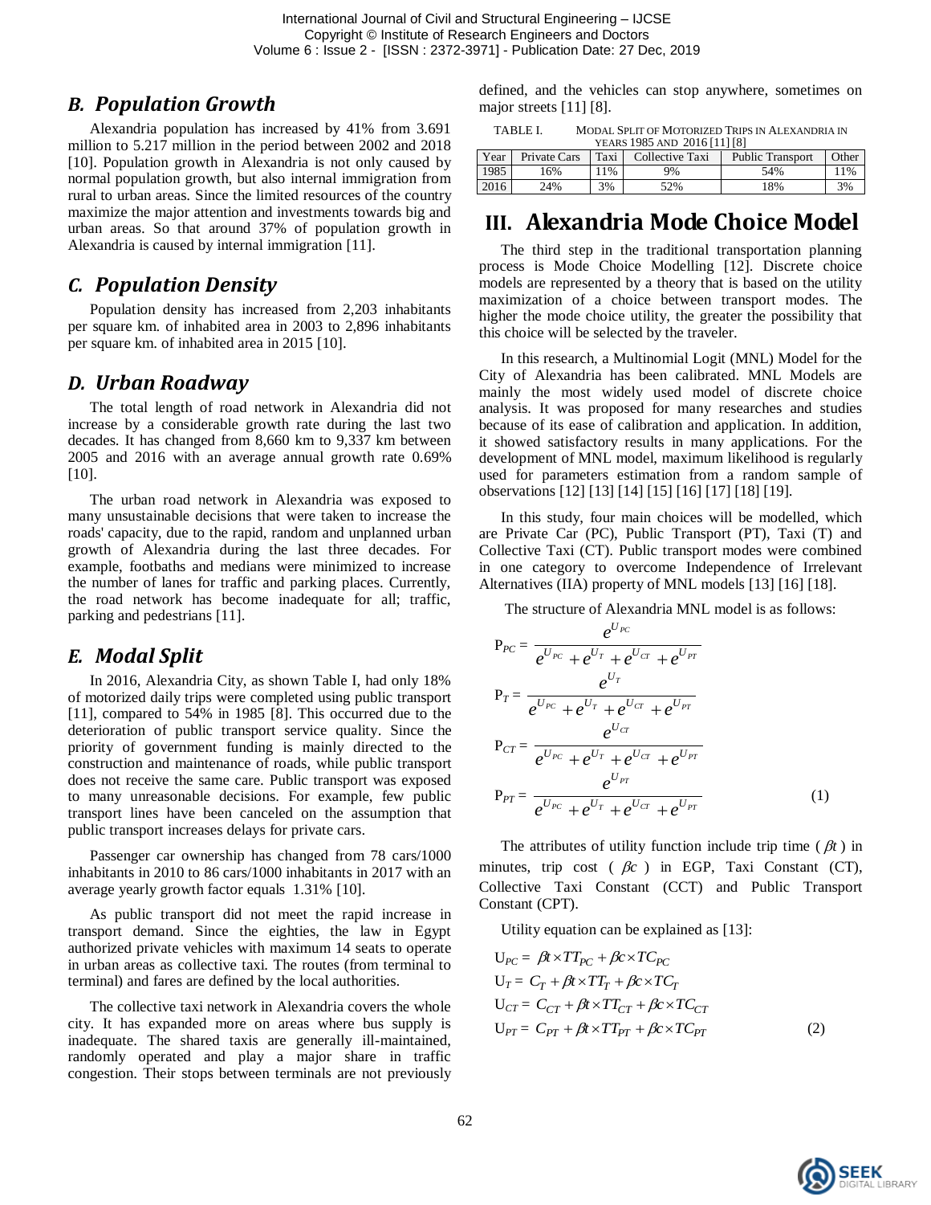## B. Population Growth

Alexandria population has increased by 41% from 3.691 million to 5.217 million in the period between 2002 and 2018 [10]. Population growth in Alexandria is not only caused by normal population growth, but also internal immigration from rural to urban areas. Since the limited resources of the country maximize the major attention and investments towards big and urban areas. So that around 37% of population growth in Alexandria is caused by internal immigration [11].

## C. Population Density

Population density has increased from 2,203 inhabitants per square km. of inhabited area in 2003 to 2,896 inhabitants per square km. of inhabited area in 2015 [10].

## D. Urban Roadway

The total length of road network in Alexandria did not increase by a considerable growth rate during the last two decades. It has changed from 8,660 km to 9,337 km between 2005 and 2016 with an average annual growth rate 0.69% [10].

The urban road network in Alexandria was exposed to many unsustainable decisions that were taken to increase the roads' capacity, due to the rapid, random and unplanned urban growth of Alexandria during the last three decades. For example, footbaths and medians were minimized to increase the number of lanes for traffic and parking places. Currently, the road network has become inadequate for all; traffic, parking and pedestrians [11].

## E. Modal Split

In 2016, Alexandria City, as shown Table I, had only 18% of motorized daily trips were completed using public transport [11], compared to 54% in 1985 [8]. This occurred due to the deterioration of public transport service quality. Since the priority of government funding is mainly directed to the construction and maintenance of roads, while public transport does not receive the same care. Public transport was exposed to many unreasonable decisions. For example, few public transport lines have been canceled on the assumption that public transport increases delays for private cars.

Passenger car ownership has changed from 78 cars/1000 inhabitants in 2010 to 86 cars/1000 inhabitants in 2017 with an average yearly growth factor equals 1.31% [10].

As public transport did not meet the rapid increase in transport demand. Since the eighties, the law in Egypt authorized private vehicles with maximum 14 seats to operate in urban areas as collective taxi. The routes (from terminal to terminal) and fares are defined by the local authorities.

The collective taxi network in Alexandria covers the whole city. It has expanded more on areas where bus supply is inadequate. The shared taxis are generally ill-maintained, randomly operated and play a major share in traffic congestion. Their stops between terminals are not previously defined, and the vehicles can stop anywhere, sometimes on major streets [11] [8].

TABLE I. MODAL SPLIT OF MOTORIZED TRIPS IN ALEXANDRIA IN YEARS 1985 AND 2016 [11] [8]

| Year | Private Cars | Taxi | Collective Taxi | Public Transport | Other |
|---|---|---|---|---|---|
| 1985 | 16% | 11% | 9% | 54% | 11% |
| 2016 | 24% | 3% | 52% | 18% | 3% |

# III. Alexandria Mode Choice Model

The third step in the traditional transportation planning process is Mode Choice Modelling [12]. Discrete choice models are represented by a theory that is based on the utility maximization of a choice between transport modes. The higher the mode choice utility, the greater the possibility that this choice will be selected by the traveler.

In this research, a Multinomial Logit (MNL) Model for the City of Alexandria has been calibrated. MNL Models are mainly the most widely used model of discrete choice analysis. It was proposed for many researches and studies because of its ease of calibration and application. In addition, it showed satisfactory results in many applications. For the development of MNL model, maximum likelihood is regularly used for parameters estimation from a random sample of observations [12] [13] [14] [15] [16] [17] [18] [19].

In this study, four main choices will be modelled, which are Private Car (PC), Public Transport (PT), Taxi (T) and Collective Taxi (CT). Public transport modes were combined in one category to overcome Independence of Irrelevant Alternatives (IIA) property of MNL models [13] [16] [18].

The structure of Alexandria MNL model is as follows:

$$
\begin{aligned}
P_{PC} &= \frac{e^{U_{PC}}}{e^{U_{PC}} + e^{U_T} + e^{U_{CT}} + e^{U_{PT}}} \\
P_{T} &= \frac{e^{U_{T}}}{e^{U_{PC}} + e^{U_T} + e^{U_{CT}} + e^{U_{PT}}} \\
P_{CT} &= \frac{e^{U_{CT}}}{e^{U_{PC}} + e^{U_T} + e^{U_{CT}} + e^{U_{PT}}} \\
P_{PT} &= \frac{e^{U_{PT}}}{e^{U_{PC}} + e^{U_T} + e^{U_{CT}} + e^{U_{PT}}}
\end{aligned}
\tag{1}
$$

The attributes of utility function include trip time ($\beta t$) in minutes, trip cost ($\beta c$) in EGP, Taxi Constant (CT), Collective Taxi Constant (CCT) and Public Transport Constant (CPT).

Utility equation can be explained as [13]:

$$
\begin{aligned}
U_{PC} &= \beta t \times TT_{PC} + \beta c \times TC_{PC} \\
U_{T} &= C_T + \beta t \times TT_T + \beta c \times TC_T \\
U_{CT} &= C_{CT} + \beta t \times TT_{CT} + \beta c \times TC_{CT} \\
U_{PT} &= C_{PT} + \beta t \times TT_{PT} + \beta c \times TC_{PT}
\end{aligned}
\tag{2}
$$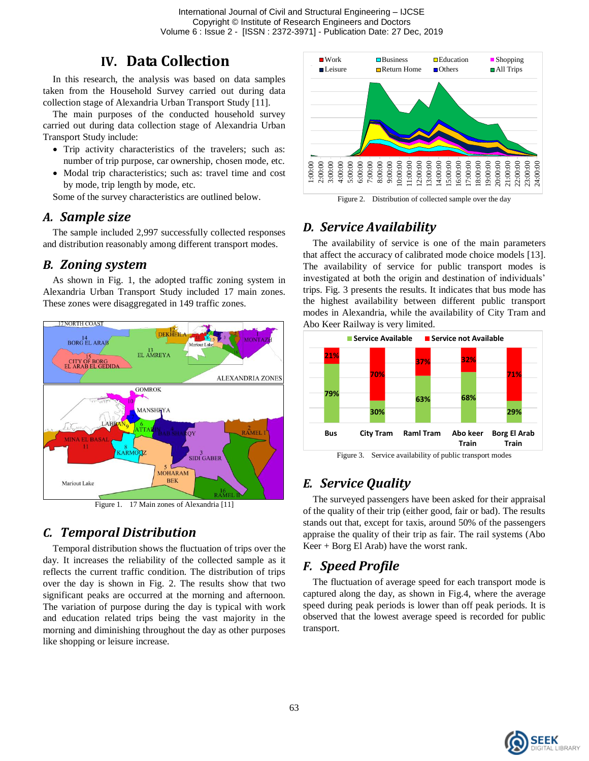# IV. Data Collection

In this research, the analysis was based on data samples taken from the Household Survey carried out during data collection stage of Alexandria Urban Transport Study [11].

The main purposes of the conducted household survey carried out during data collection stage of Alexandria Urban Transport Study include:

- Trip activity characteristics of the travelers; such as: number of trip purpose, car ownership, chosen mode, etc.
- Modal trip characteristics; such as: travel time and cost by mode, trip length by mode, etc.

Some of the survey characteristics are outlined below.

## A. Sample size

The sample included 2,997 successfully collected responses and distribution reasonably among different transport modes.

## B. Zoning system

As shown in Fig. 1, the adopted traffic zoning system in Alexandria Urban Transport Study included 17 main zones. These zones were disaggregated in 149 traffic zones.

Figure 1. 17 Main zones of Alexandria [11]

## C. Temporal Distribution

Temporal distribution shows the fluctuation of trips over the day. It increases the reliability of the collected sample as it reflects the current traffic condition. The distribution of trips over the day is shown in Fig. 2. The results show that two significant peaks are occurred at the morning and afternoon. The variation of purpose during the day is typical with work and education related trips being the vast majority in the morning and diminishing throughout the day as other purposes like shopping or leisure increase.

Figure 2. Distribution of collected sample over the day

## D. Service Availability

The availability of service is one of the main parameters that affect the accuracy of calibrated mode choice models [13]. The availability of service for public transport modes is investigated at both the origin and destination of individuals' trips. Fig. 3 presents the results. It indicates that bus mode has the highest availability between different public transport modes in Alexandria, while the availability of City Tram and Abo Keer Railway is very limited.

| | Bus | City Tram | Raml Tram | Abo keer Train | Borg El Arab Train |
|---|---|---|---|---|---|
| Service Available | 79% | 30% | 63% | 68% | 29% |
| Service not Available | 21% | 70% | 37% | 32% | 71% |

Figure 3. Service availability of public transport modes

## E. Service Quality

The surveyed passengers have been asked for their appraisal of the quality of their trip (either good, fair or bad). The results stands out that, except for taxis, around 50% of the passengers appraise the quality of their trip as fair. The rail systems (Abo Keer + Borg El Arab) have the worst rank.

## F. Speed Profile

The fluctuation of average speed for each transport mode is captured along the day, as shown in Fig.4, where the average speed during peak periods is lower than off peak periods. It is observed that the lowest average speed is recorded for public transport.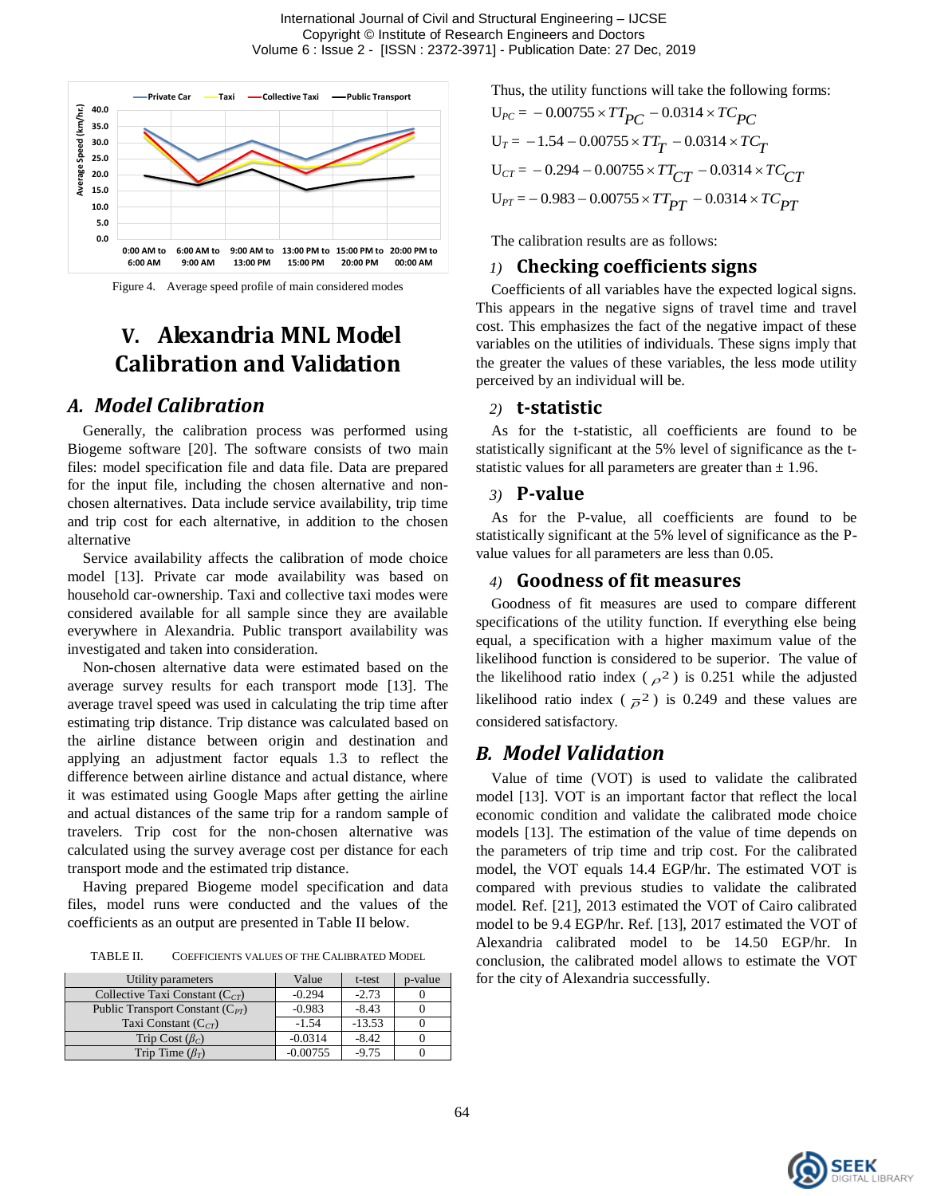Figure 4. Average speed profile of main considered modes

# V. Alexandria MNL Model Calibration and Validation

## A. Model Calibration

Generally, the calibration process was performed using Biogeme software [20]. The software consists of two main files: model specification file and data file. Data are prepared for the input file, including the chosen alternative and non-chosen alternatives. Data include service availability, trip time and trip cost for each alternative, in addition to the chosen alternative

Service availability affects the calibration of mode choice model [13]. Private car mode availability was based on household car-ownership. Taxi and collective taxi modes were considered available for all sample since they are available everywhere in Alexandria. Public transport availability was investigated and taken into consideration.

Non-chosen alternative data were estimated based on the average survey results for each transport mode [13]. The average travel speed was used in calculating the trip time after estimating trip distance. Trip distance was calculated based on the airline distance between origin and destination and applying an adjustment factor equals 1.3 to reflect the difference between airline distance and actual distance, where it was estimated using Google Maps after getting the airline and actual distances of the same trip for a random sample of travelers. Trip cost for the non-chosen alternative was calculated using the survey average cost per distance for each transport mode and the estimated trip distance.

Having prepared Biogeme model specification and data files, model runs were conducted and the values of the coefficients as an output are presented in Table II below.

TABLE II. COEFFICIENTS VALUES OF THE CALIBRATED MODEL

| Utility parameters | Value | t-test | p-value |
|---|---|---|---|
| Collective Taxi Constant ($C_{CT}$) | -0.294 | -2.73 | 0 |
| Public Transport Constant ($C_{PT}$) | -0.983 | -8.43 | 0 |
| Taxi Constant ($C_{CT}$) | -1.54 | -13.53 | 0 |
| Trip Cost ($\beta_C$) | -0.0314 | -8.42 | 0 |
| Trip Time ($\beta_T$) | -0.00755 | -9.75 | 0 |

Thus, the utility functions will take the following forms:

$$U_{PC} = -0.00755 \times TT_{PC} - 0.0314 \times TC_{PC}$$

$$U_{T} = -1.54 - 0.00755 \times TT_{T} - 0.0314 \times TC_{T}$$

$$U_{CT} = -0.294 - 0.00755 \times TT_{CT} - 0.0314 \times TC_{CT}$$

$$U_{PT} = -0.983 - 0.00755 \times TT_{PT} - 0.0314 \times TC_{PT}$$

The calibration results are as follows:

### 1) Checking coefficients signs

Coefficients of all variables have the expected logical signs. This appears in the negative signs of travel time and travel cost. This emphasizes the fact of the negative impact of these variables on the utilities of individuals. These signs imply that the greater the values of these variables, the less mode utility perceived by an individual will be.

### 2) t-statistic

As for the t-statistic, all coefficients are found to be statistically significant at the 5% level of significance as the t-statistic values for all parameters are greater than ± 1.96.

### 3) P-value

As for the P-value, all coefficients are found to be statistically significant at the 5% level of significance as the P-value values for all parameters are less than 0.05.

### 4) Goodness of fit measures

Goodness of fit measures are used to compare different specifications of the utility function. If everything else being equal, a specification with a higher maximum value of the likelihood function is considered to be superior. The value of the likelihood ratio index ($\rho^2$) is 0.251 while the adjusted likelihood ratio index ($\bar{\rho}^2$) is 0.249 and these values are considered satisfactory.

## B. Model Validation

Value of time (VOT) is used to validate the calibrated model [13]. VOT is an important factor that reflect the local economic condition and validate the calibrated mode choice models [13]. The estimation of the value of time depends on the parameters of trip time and trip cost. For the calibrated model, the VOT equals 14.4 EGP/hr. The estimated VOT is compared with previous studies to validate the calibrated model. Ref. [21], 2013 estimated the VOT of Cairo calibrated model to be 9.4 EGP/hr. Ref. [13], 2017 estimated the VOT of Alexandria calibrated model to be 14.50 EGP/hr. In conclusion, the calibrated model allows to estimate the VOT for the city of Alexandria successfully.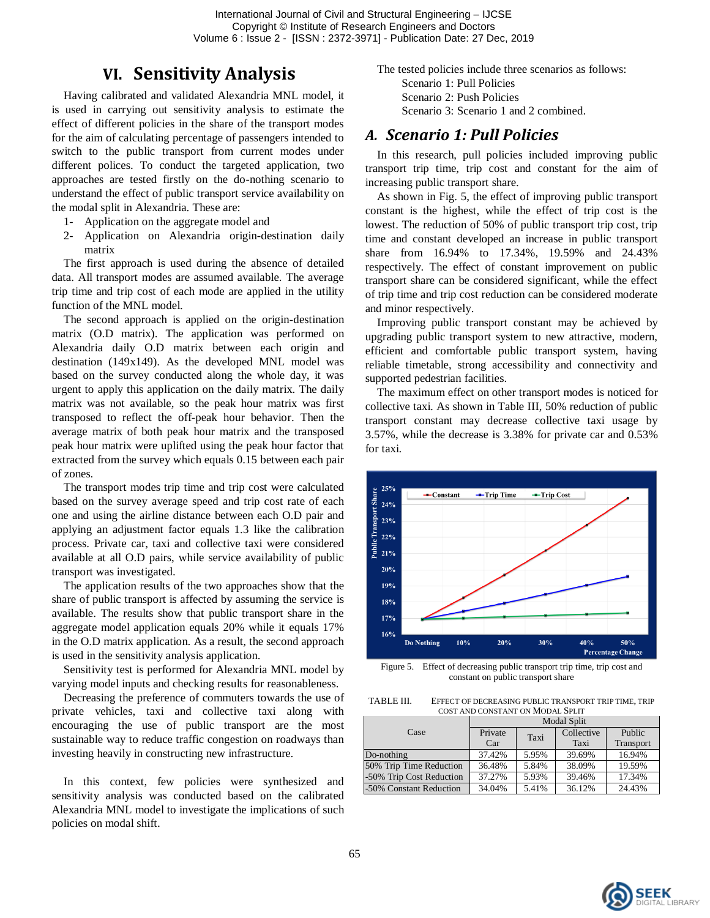## VI. Sensitivity Analysis

Having calibrated and validated Alexandria MNL model, it is used in carrying out sensitivity analysis to estimate the effect of different policies in the share of the transport modes for the aim of calculating percentage of passengers intended to switch to the public transport from current modes under different polices. To conduct the targeted application, two approaches are tested firstly on the do-nothing scenario to understand the effect of public transport service availability on the modal split in Alexandria. These are:

1- Application on the aggregate model and
2- Application on Alexandria origin-destination daily matrix

The first approach is used during the absence of detailed data. All transport modes are assumed available. The average trip time and trip cost of each mode are applied in the utility function of the MNL model.

The second approach is applied on the origin-destination matrix (O.D matrix). The application was performed on Alexandria daily O.D matrix between each origin and destination (149x149). As the developed MNL model was based on the survey conducted along the whole day, it was urgent to apply this application on the daily matrix. The daily matrix was not available, so the peak hour matrix was first transposed to reflect the off-peak hour behavior. Then the average matrix of both peak hour matrix and the transposed peak hour matrix were uplifted using the peak hour factor that extracted from the survey which equals 0.15 between each pair of zones.

The transport modes trip time and trip cost were calculated based on the survey average speed and trip cost rate of each one and using the airline distance between each O.D pair and applying an adjustment factor equals 1.3 like the calibration process. Private car, taxi and collective taxi were considered available at all O.D pairs, while service availability of public transport was investigated.

The application results of the two approaches show that the share of public transport is affected by assuming the service is available. The results show that public transport share in the aggregate model application equals 20% while it equals 17% in the O.D matrix application. As a result, the second approach is used in the sensitivity analysis application.

Sensitivity test is performed for Alexandria MNL model by varying model inputs and checking results for reasonableness.

Decreasing the preference of commuters towards the use of private vehicles, taxi and collective taxi along with encouraging the use of public transport are the most sustainable way to reduce traffic congestion on roadways than investing heavily in constructing new infrastructure.

In this context, few policies were synthesized and sensitivity analysis was conducted based on the calibrated Alexandria MNL model to investigate the implications of such policies on modal shift.

The tested policies include three scenarios as follows:

Scenario 1: Pull Policies
Scenario 2: Push Policies
Scenario 3: Scenario 1 and 2 combined.

### A. *Scenario 1: Pull Policies*

In this research, pull policies included improving public transport trip time, trip cost and constant for the aim of increasing public transport share.

As shown in Fig. 5, the effect of improving public transport constant is the highest, while the effect of trip cost is the lowest. The reduction of 50% of public transport trip cost, trip time and constant developed an increase in public transport share from 16.94% to 17.34%, 19.59% and 24.43% respectively. The effect of constant improvement on public transport share can be considered significant, while the effect of trip time and trip cost reduction can be considered moderate and minor respectively.

Improving public transport constant may be achieved by upgrading public transport system to new attractive, modern, efficient and comfortable public transport system, having reliable timetable, strong accessibility and connectivity and supported pedestrian facilities.

The maximum effect on other transport modes is noticed for collective taxi. As shown in Table III, 50% reduction of public transport constant may decrease collective taxi usage by 3.57%, while the decrease is 3.38% for private car and 0.53% for taxi.

Figure 5. Effect of decreasing public transport trip time, trip cost and constant on public transport share

TABLE III. EFFECT OF DECREASING PUBLIC TRANSPORT TRIP TIME, TRIP COST AND CONSTANT ON MODAL SPLIT

| Case | Modal Split | | | |
|---|---|---|---|---|
| | Private Car | Taxi | Collective Taxi | Public Transport |
| Do-nothing | 37.42% | 5.95% | 39.69% | 16.94% |
| 50% Trip Time Reduction | 36.48% | 5.84% | 38.09% | 19.59% |
| -50% Trip Cost Reduction | 37.27% | 5.93% | 39.46% | 17.34% |
| -50% Constant Reduction | 34.04% | 5.41% | 36.12% | 24.43% |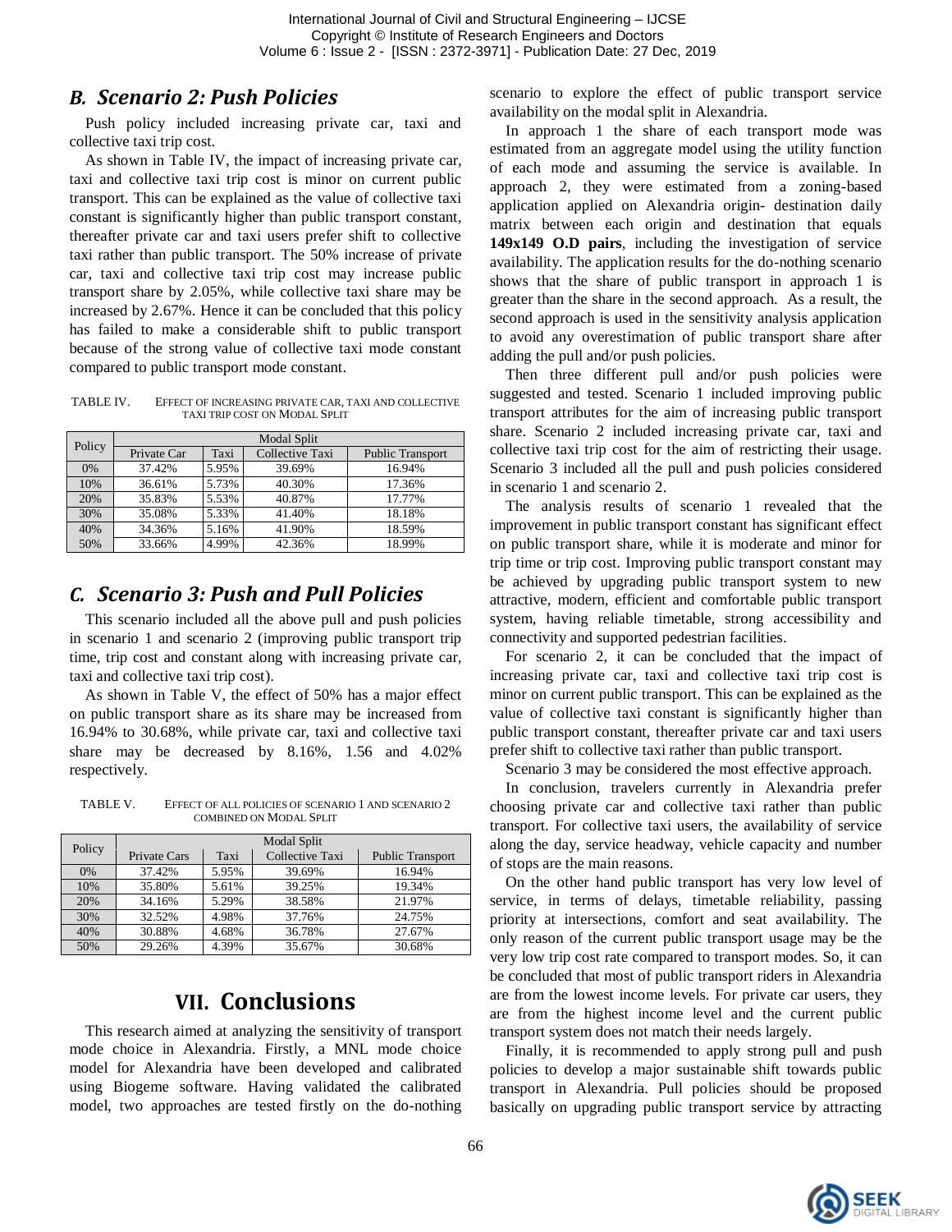## B. Scenario 2: Push Policies

Push policy included increasing private car, taxi and collective taxi trip cost.

As shown in Table IV, the impact of increasing private car, taxi and collective taxi trip cost is minor on current public transport. This can be explained as the value of collective taxi constant is significantly higher than public transport constant, thereafter private car and taxi users prefer shift to collective taxi rather than public transport. The 50% increase of private car, taxi and collective taxi trip cost may increase public transport share by 2.05%, while collective taxi share may be increased by 2.67%. Hence it can be concluded that this policy has failed to make a considerable shift to public transport because of the strong value of collective taxi mode constant compared to public transport mode constant.

TABLE IV. EFFECT OF INCREASING PRIVATE CAR, TAXI AND COLLECTIVE TAXI TRIP COST ON MODAL SPLIT

| Policy | Modal Split | | | |
|---|---|---|---|---|
| | Private Car | Taxi | Collective Taxi | Public Transport |
| 0% | 37.42% | 5.95% | 39.69% | 16.94% |
| 10% | 36.61% | 5.73% | 40.30% | 17.36% |
| 20% | 35.83% | 5.53% | 40.87% | 17.77% |
| 30% | 35.08% | 5.33% | 41.40% | 18.18% |
| 40% | 34.36% | 5.16% | 41.90% | 18.59% |
| 50% | 33.66% | 4.99% | 42.36% | 18.99% |

## C. Scenario 3: Push and Pull Policies

This scenario included all the above pull and push policies in scenario 1 and scenario 2 (improving public transport trip time, trip cost and constant along with increasing private car, taxi and collective taxi trip cost).

As shown in Table V, the effect of 50% has a major effect on public transport share as its share may be increased from 16.94% to 30.68%, while private car, taxi and collective taxi share may be decreased by 8.16%, 1.56 and 4.02% respectively.

TABLE V. EFFECT OF ALL POLICIES OF SCENARIO 1 AND SCENARIO 2 COMBINED ON MODAL SPLIT

| Policy | Modal Split | | | |
|---|---|---|---|---|
| | Private Cars | Taxi | Collective Taxi | Public Transport |
| 0% | 37.42% | 5.95% | 39.69% | 16.94% |
| 10% | 35.80% | 5.61% | 39.25% | 19.34% |
| 20% | 34.16% | 5.29% | 38.58% | 21.97% |
| 30% | 32.52% | 4.98% | 37.76% | 24.75% |
| 40% | 30.88% | 4.68% | 36.78% | 27.67% |
| 50% | 29.26% | 4.39% | 35.67% | 30.68% |

# VII. Conclusions

This research aimed at analyzing the sensitivity of transport mode choice in Alexandria. Firstly, a MNL mode choice model for Alexandria have been developed and calibrated using Biogeme software. Having validated the calibrated model, two approaches are tested firstly on the do-nothing scenario to explore the effect of public transport service availability on the modal split in Alexandria.

In approach 1 the share of each transport mode was estimated from an aggregate model using the utility function of each mode and assuming the service is available. In approach 2, they were estimated from a zoning-based application applied on Alexandria origin- destination daily matrix between each origin and destination that equals **149x149 O.D pairs**, including the investigation of service availability. The application results for the do-nothing scenario shows that the share of public transport in approach 1 is greater than the share in the second approach. As a result, the second approach is used in the sensitivity analysis application to avoid any overestimation of public transport share after adding the pull and/or push policies.

Then three different pull and/or push policies were suggested and tested. Scenario 1 included improving public transport attributes for the aim of increasing public transport share. Scenario 2 included increasing private car, taxi and collective taxi trip cost for the aim of restricting their usage. Scenario 3 included all the pull and push policies considered in scenario 1 and scenario 2.

The analysis results of scenario 1 revealed that the improvement in public transport constant has significant effect on public transport share, while it is moderate and minor for trip time or trip cost. Improving public transport constant may be achieved by upgrading public transport system to new attractive, modern, efficient and comfortable public transport system, having reliable timetable, strong accessibility and connectivity and supported pedestrian facilities.

For scenario 2, it can be concluded that the impact of increasing private car, taxi and collective taxi trip cost is minor on current public transport. This can be explained as the value of collective taxi constant is significantly higher than public transport constant, thereafter private car and taxi users prefer shift to collective taxi rather than public transport.

Scenario 3 may be considered the most effective approach.

In conclusion, travelers currently in Alexandria prefer choosing private car and collective taxi rather than public transport. For collective taxi users, the availability of service along the day, service headway, vehicle capacity and number of stops are the main reasons.

On the other hand public transport has very low level of service, in terms of delays, timetable reliability, passing priority at intersections, comfort and seat availability. The only reason of the current public transport usage may be the very low trip cost rate compared to transport modes. So, it can be concluded that most of public transport riders in Alexandria are from the lowest income levels. For private car users, they are from the highest income level and the current public transport system does not match their needs largely.

Finally, it is recommended to apply strong pull and push policies to develop a major sustainable shift towards public transport in Alexandria. Pull policies should be proposed basically on upgrading public transport service by attracting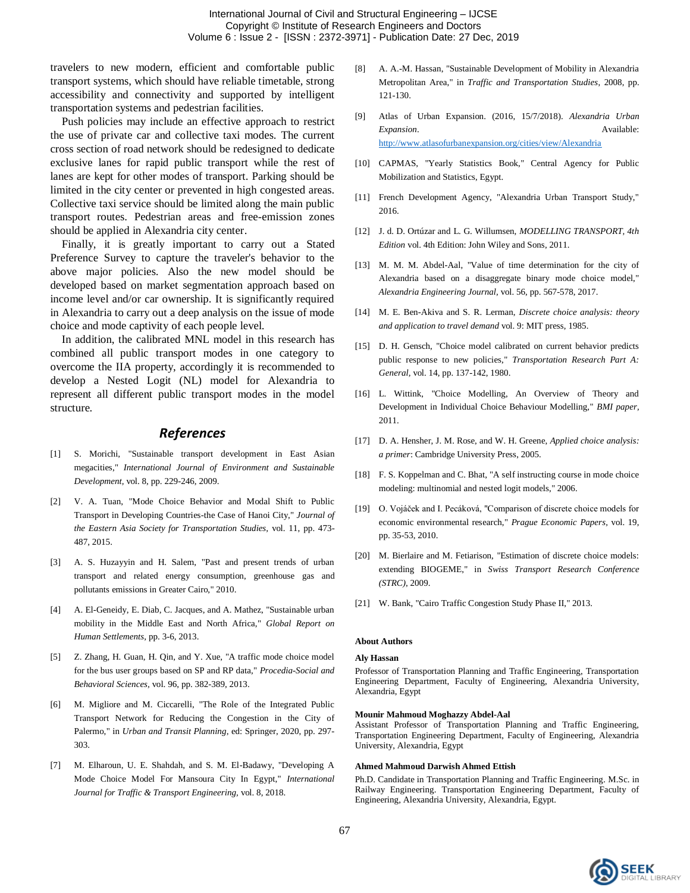travelers to new modern, efficient and comfortable public transport systems, which should have reliable timetable, strong accessibility and connectivity and supported by intelligent transportation systems and pedestrian facilities.

Push policies may include an effective approach to restrict the use of private car and collective taxi modes. The current cross section of road network should be redesigned to dedicate exclusive lanes for rapid public transport while the rest of lanes are kept for other modes of transport. Parking should be limited in the city center or prevented in high congested areas. Collective taxi service should be limited along the main public transport routes. Pedestrian areas and free-emission zones should be applied in Alexandria city center.

Finally, it is greatly important to carry out a Stated Preference Survey to capture the traveler's behavior to the above major policies. Also the new model should be developed based on market segmentation approach based on income level and/or car ownership. It is significantly required in Alexandria to carry out a deep analysis on the issue of mode choice and mode captivity of each people level.

In addition, the calibrated MNL model in this research has combined all public transport modes in one category to overcome the IIA property, accordingly it is recommended to develop a Nested Logit (NL) model for Alexandria to represent all different public transport modes in the model structure.

## References

[1] S. Morichi, "Sustainable transport development in East Asian megacities," *International Journal of Environment and Sustainable Development,* vol. 8, pp. 229-246, 2009.

[2] V. A. Tuan, "Mode Choice Behavior and Modal Shift to Public Transport in Developing Countries-the Case of Hanoi City," *Journal of the Eastern Asia Society for Transportation Studies,* vol. 11, pp. 473-487, 2015.

[3] A. S. Huzayyin and H. Salem, "Past and present trends of urban transport and related energy consumption, greenhouse gas and pollutants emissions in Greater Cairo," 2010.

[4] A. El-Geneidy, E. Diab, C. Jacques, and A. Mathez, "Sustainable urban mobility in the Middle East and North Africa," *Global Report on Human Settlements,* pp. 3-6, 2013.

[5] Z. Zhang, H. Guan, H. Qin, and Y. Xue, "A traffic mode choice model for the bus user groups based on SP and RP data," *Procedia-Social and Behavioral Sciences,* vol. 96, pp. 382-389, 2013.

[6] M. Migliore and M. Ciccarelli, "The Role of the Integrated Public Transport Network for Reducing the Congestion in the City of Palermo," in *Urban and Transit Planning*, ed: Springer, 2020, pp. 297-303.

[7] M. Elharoun, U. E. Shahdah, and S. M. El-Badawy, "Developing A Mode Choice Model For Mansoura City In Egypt," *International Journal for Traffic & Transport Engineering,* vol. 8, 2018.

[8] A. A.-M. Hassan, "Sustainable Development of Mobility in Alexandria Metropolitan Area," in *Traffic and Transportation Studies*, 2008, pp. 121-130.

[9] Atlas of Urban Expansion. (2016, 15/7/2018). *Alexandria Urban Expansion*. Available: http://www.atlasofurbanexpansion.org/cities/view/Alexandria

[10] CAPMAS, "Yearly Statistics Book," Central Agency for Public Mobilization and Statistics, Egypt.

[11] French Development Agency, "Alexandria Urban Transport Study," 2016.

[12] J. d. D. Ortúzar and L. G. Willumsen, *MODELLING TRANSPORT, 4th Edition* vol. 4th Edition: John Wiley and Sons, 2011.

[13] M. M. M. Abdel-Aal, "Value of time determination for the city of Alexandria based on a disaggregate binary mode choice model," *Alexandria Engineering Journal,* vol. 56, pp. 567-578, 2017.

[14] M. E. Ben-Akiva and S. R. Lerman, *Discrete choice analysis: theory and application to travel demand* vol. 9: MIT press, 1985.

[15] D. H. Gensch, "Choice model calibrated on current behavior predicts public response to new policies," *Transportation Research Part A: General,* vol. 14, pp. 137-142, 1980.

[16] L. Wittink, "Choice Modelling, An Overview of Theory and Development in Individual Choice Behaviour Modelling," *BMI paper*, 2011.

[17] D. A. Hensher, J. M. Rose, and W. H. Greene, *Applied choice analysis: a primer*: Cambridge University Press, 2005.

[18] F. S. Koppelman and C. Bhat, "A self instructing course in mode choice modeling: multinomial and nested logit models," 2006.

[19] O. Vojáček and I. Pecáková, "Comparison of discrete choice models for economic environmental research," *Prague Economic Papers,* vol. 19, pp. 35-53, 2010.

[20] M. Bierlaire and M. Fetiarison, "Estimation of discrete choice models: extending BIOGEME," in *Swiss Transport Research Conference (STRC),* 2009.

[21] W. Bank, "Cairo Traffic Congestion Study Phase II," 2013.

**About Authors**

**Aly Hassan**

Professor of Transportation Planning and Traffic Engineering, Transportation Engineering Department, Faculty of Engineering, Alexandria University, Alexandria, Egypt

**Mounir Mahmoud Moghazzy Abdel-Aal**

Assistant Professor of Transportation Planning and Traffic Engineering, Transportation Engineering Department, Faculty of Engineering, Alexandria University, Alexandria, Egypt

**Ahmed Mahmoud Darwish Ahmed Ettish**

Ph.D. Candidate in Transportation Planning and Traffic Engineering. M.Sc. in Railway Engineering. Transportation Engineering Department, Faculty of Engineering, Alexandria University, Alexandria, Egypt.